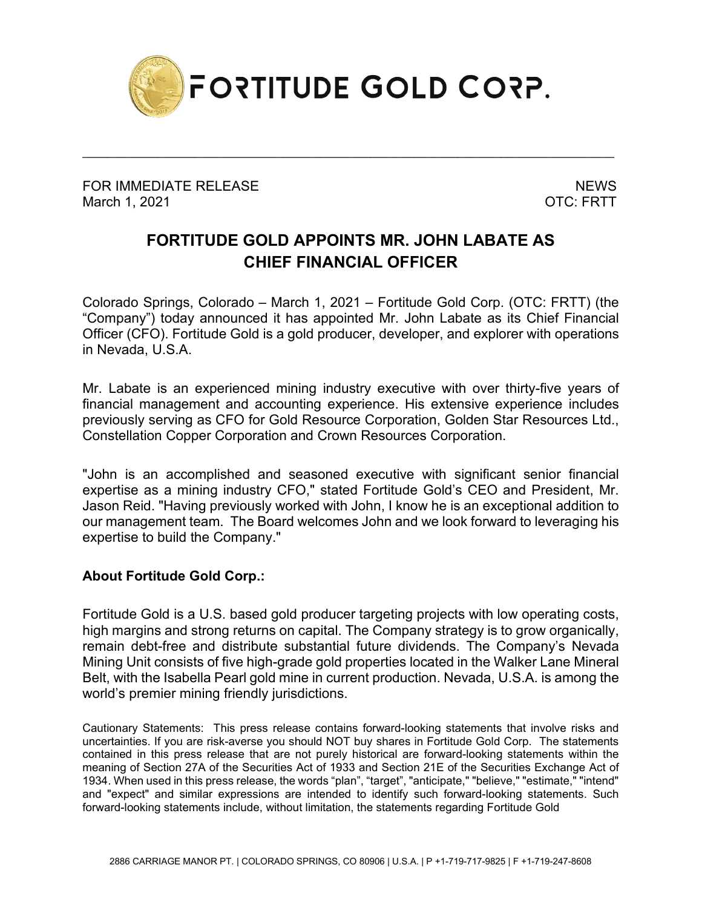FORTITUDE GOLD CORP.

FOR IMMEDIATE RELEASE
March 1, 2021

NEWS
OTC: FRTT

# FORTITUDE GOLD APPOINTS MR. JOHN LABATE AS CHIEF FINANCIAL OFFICER

Colorado Springs, Colorado – March 1, 2021 – Fortitude Gold Corp. (OTC: FRTT) (the "Company") today announced it has appointed Mr. John Labate as its Chief Financial Officer (CFO). Fortitude Gold is a gold producer, developer, and explorer with operations in Nevada, U.S.A.

Mr. Labate is an experienced mining industry executive with over thirty-five years of financial management and accounting experience. His extensive experience includes previously serving as CFO for Gold Resource Corporation, Golden Star Resources Ltd., Constellation Copper Corporation and Crown Resources Corporation.

"John is an accomplished and seasoned executive with significant senior financial expertise as a mining industry CFO," stated Fortitude Gold's CEO and President, Mr. Jason Reid. "Having previously worked with John, I know he is an exceptional addition to our management team. The Board welcomes John and we look forward to leveraging his expertise to build the Company."

**About Fortitude Gold Corp.:**

Fortitude Gold is a U.S. based gold producer targeting projects with low operating costs, high margins and strong returns on capital. The Company strategy is to grow organically, remain debt-free and distribute substantial future dividends. The Company's Nevada Mining Unit consists of five high-grade gold properties located in the Walker Lane Mineral Belt, with the Isabella Pearl gold mine in current production. Nevada, U.S.A. is among the world's premier mining friendly jurisdictions.

Cautionary Statements: This press release contains forward-looking statements that involve risks and uncertainties. If you are risk-averse you should NOT buy shares in Fortitude Gold Corp. The statements contained in this press release that are not purely historical are forward-looking statements within the meaning of Section 27A of the Securities Act of 1933 and Section 21E of the Securities Exchange Act of 1934. When used in this press release, the words "plan", "target", "anticipate," "believe," "estimate," "intend" and "expect" and similar expressions are intended to identify such forward-looking statements. Such forward-looking statements include, without limitation, the statements regarding Fortitude Gold

2886 CARRIAGE MANOR PT. | COLORADO SPRINGS, CO 80906 | U.S.A. | P +1-719-717-9825 | F +1-719-247-8608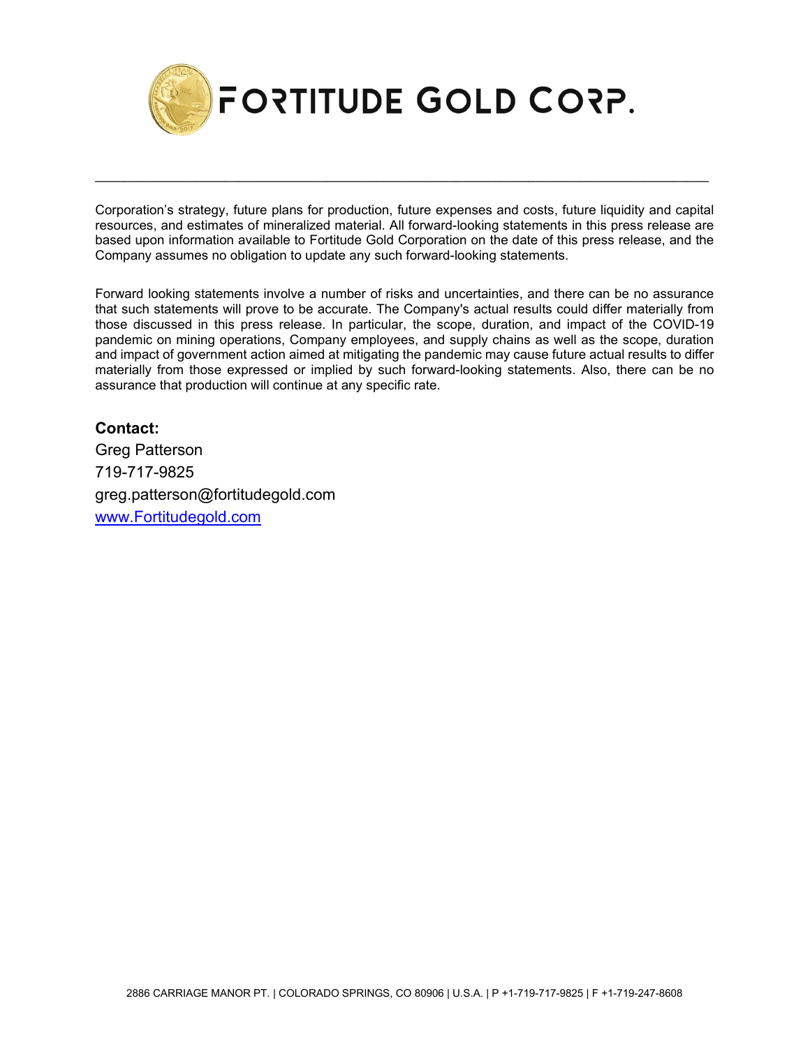Corporation's strategy, future plans for production, future expenses and costs, future liquidity and capital resources, and estimates of mineralized material. All forward-looking statements in this press release are based upon information available to Fortitude Gold Corporation on the date of this press release, and the Company assumes no obligation to update any such forward-looking statements.

Forward looking statements involve a number of risks and uncertainties, and there can be no assurance that such statements will prove to be accurate. The Company's actual results could differ materially from those discussed in this press release. In particular, the scope, duration, and impact of the COVID-19 pandemic on mining operations, Company employees, and supply chains as well as the scope, duration and impact of government action aimed at mitigating the pandemic may cause future actual results to differ materially from those expressed or implied by such forward-looking statements. Also, there can be no assurance that production will continue at any specific rate.

**Contact:**

Greg Patterson
719-717-9825
greg.patterson@fortitudegold.com
[www.Fortitudegold.com](http://www.Fortitudegold.com)